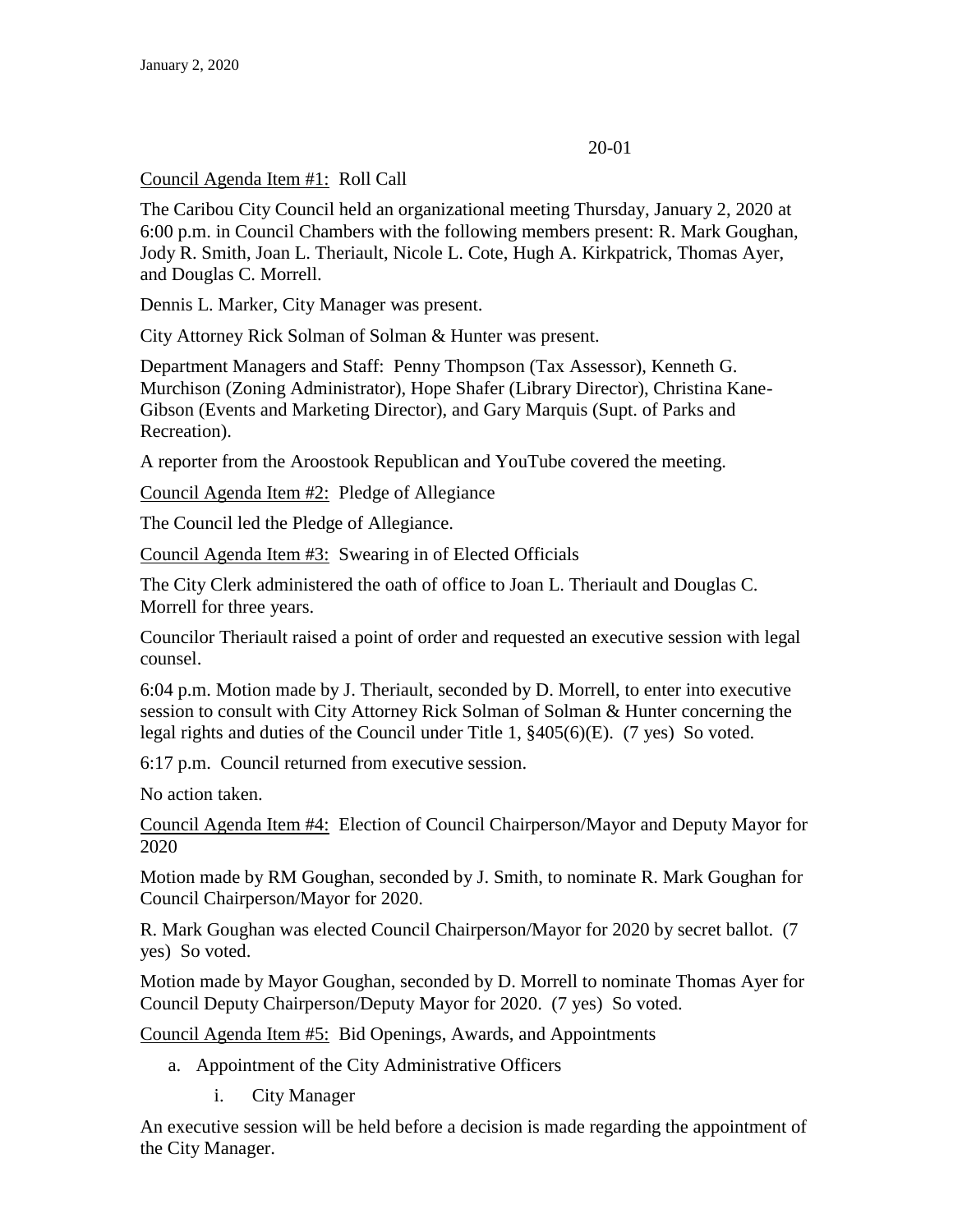January 2, 2020

20-01

Council Agenda Item #1: Roll Call

The Caribou City Council held an organizational meeting Thursday, January 2, 2020 at 6:00 p.m. in Council Chambers with the following members present: R. Mark Goughan, Jody R. Smith, Joan L. Theriault, Nicole L. Cote, Hugh A. Kirkpatrick, Thomas Ayer, and Douglas C. Morrell.

Dennis L. Marker, City Manager was present.

City Attorney Rick Solman of Solman & Hunter was present.

Department Managers and Staff: Penny Thompson (Tax Assessor), Kenneth G. Murchison (Zoning Administrator), Hope Shafer (Library Director), Christina Kane-Gibson (Events and Marketing Director), and Gary Marquis (Supt. of Parks and Recreation).

A reporter from the Aroostook Republican and YouTube covered the meeting.

Council Agenda Item #2: Pledge of Allegiance

The Council led the Pledge of Allegiance.

Council Agenda Item #3: Swearing in of Elected Officials

The City Clerk administered the oath of office to Joan L. Theriault and Douglas C. Morrell for three years.

Councilor Theriault raised a point of order and requested an executive session with legal counsel.

6:04 p.m. Motion made by J. Theriault, seconded by D. Morrell, to enter into executive session to consult with City Attorney Rick Solman of Solman & Hunter concerning the legal rights and duties of the Council under Title 1, §405(6)(E). (7 yes) So voted.

6:17 p.m. Council returned from executive session.

No action taken.

Council Agenda Item #4: Election of Council Chairperson/Mayor and Deputy Mayor for 2020

Motion made by RM Goughan, seconded by J. Smith, to nominate R. Mark Goughan for Council Chairperson/Mayor for 2020.

R. Mark Goughan was elected Council Chairperson/Mayor for 2020 by secret ballot. (7 yes) So voted.

Motion made by Mayor Goughan, seconded by D. Morrell to nominate Thomas Ayer for Council Deputy Chairperson/Deputy Mayor for 2020. (7 yes) So voted.

Council Agenda Item #5: Bid Openings, Awards, and Appointments

a. Appointment of the City Administrative Officers

   i. City Manager

An executive session will be held before a decision is made regarding the appointment of the City Manager.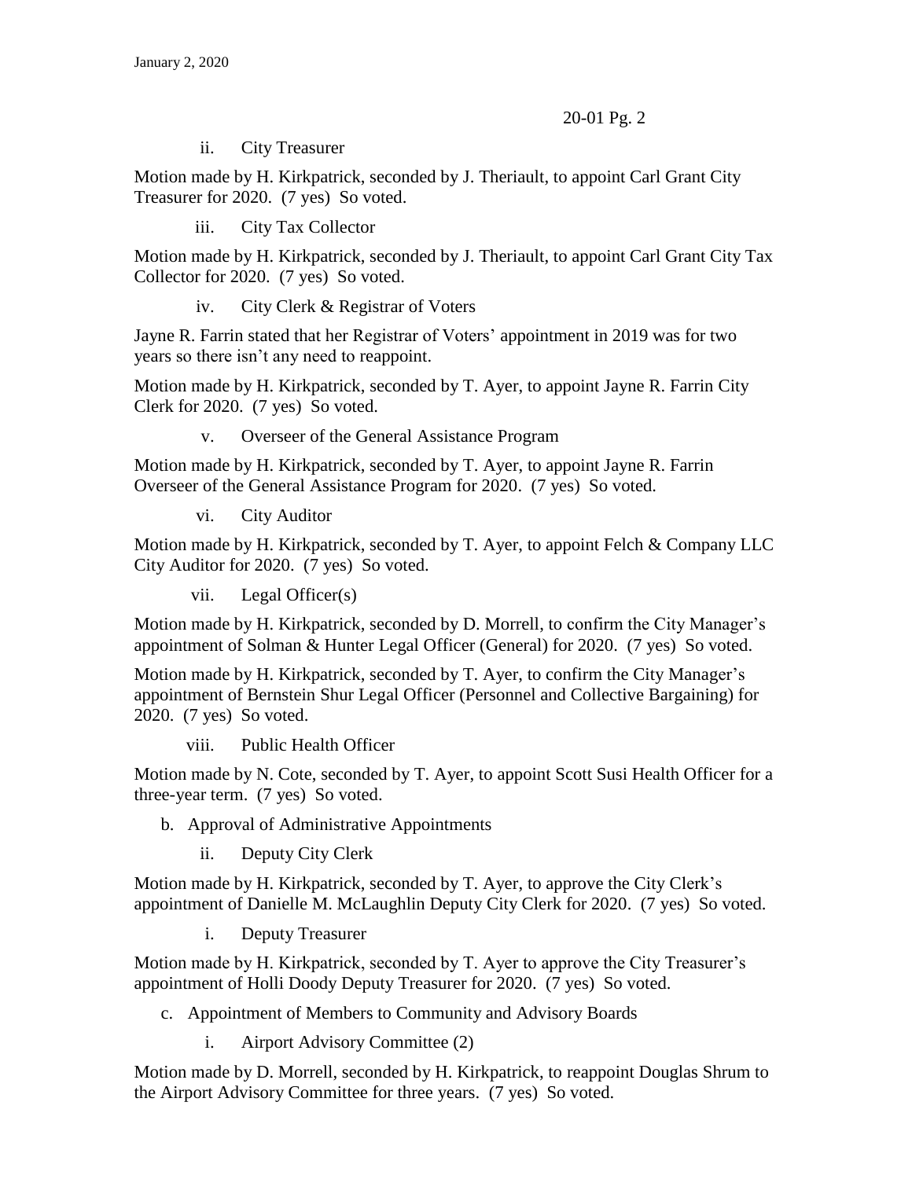ii. City Treasurer

Motion made by H. Kirkpatrick, seconded by J. Theriault, to appoint Carl Grant City Treasurer for 2020. (7 yes) So voted.

iii. City Tax Collector

Motion made by H. Kirkpatrick, seconded by J. Theriault, to appoint Carl Grant City Tax Collector for 2020. (7 yes) So voted.

iv. City Clerk & Registrar of Voters

Jayne R. Farrin stated that her Registrar of Voters' appointment in 2019 was for two years so there isn't any need to reappoint.

Motion made by H. Kirkpatrick, seconded by T. Ayer, to appoint Jayne R. Farrin City Clerk for 2020. (7 yes) So voted.

v. Overseer of the General Assistance Program

Motion made by H. Kirkpatrick, seconded by T. Ayer, to appoint Jayne R. Farrin Overseer of the General Assistance Program for 2020. (7 yes) So voted.

vi. City Auditor

Motion made by H. Kirkpatrick, seconded by T. Ayer, to appoint Felch & Company LLC City Auditor for 2020. (7 yes) So voted.

vii. Legal Officer(s)

Motion made by H. Kirkpatrick, seconded by D. Morrell, to confirm the City Manager's appointment of Solman & Hunter Legal Officer (General) for 2020. (7 yes) So voted.

Motion made by H. Kirkpatrick, seconded by T. Ayer, to confirm the City Manager's appointment of Bernstein Shur Legal Officer (Personnel and Collective Bargaining) for 2020. (7 yes) So voted.

viii. Public Health Officer

Motion made by N. Cote, seconded by T. Ayer, to appoint Scott Susi Health Officer for a three-year term. (7 yes) So voted.

b. Approval of Administrative Appointments

ii. Deputy City Clerk

Motion made by H. Kirkpatrick, seconded by T. Ayer, to approve the City Clerk's appointment of Danielle M. McLaughlin Deputy City Clerk for 2020. (7 yes) So voted.

i. Deputy Treasurer

Motion made by H. Kirkpatrick, seconded by T. Ayer to approve the City Treasurer's appointment of Holli Doody Deputy Treasurer for 2020. (7 yes) So voted.

c. Appointment of Members to Community and Advisory Boards

i. Airport Advisory Committee (2)

Motion made by D. Morrell, seconded by H. Kirkpatrick, to reappoint Douglas Shrum to the Airport Advisory Committee for three years. (7 yes) So voted.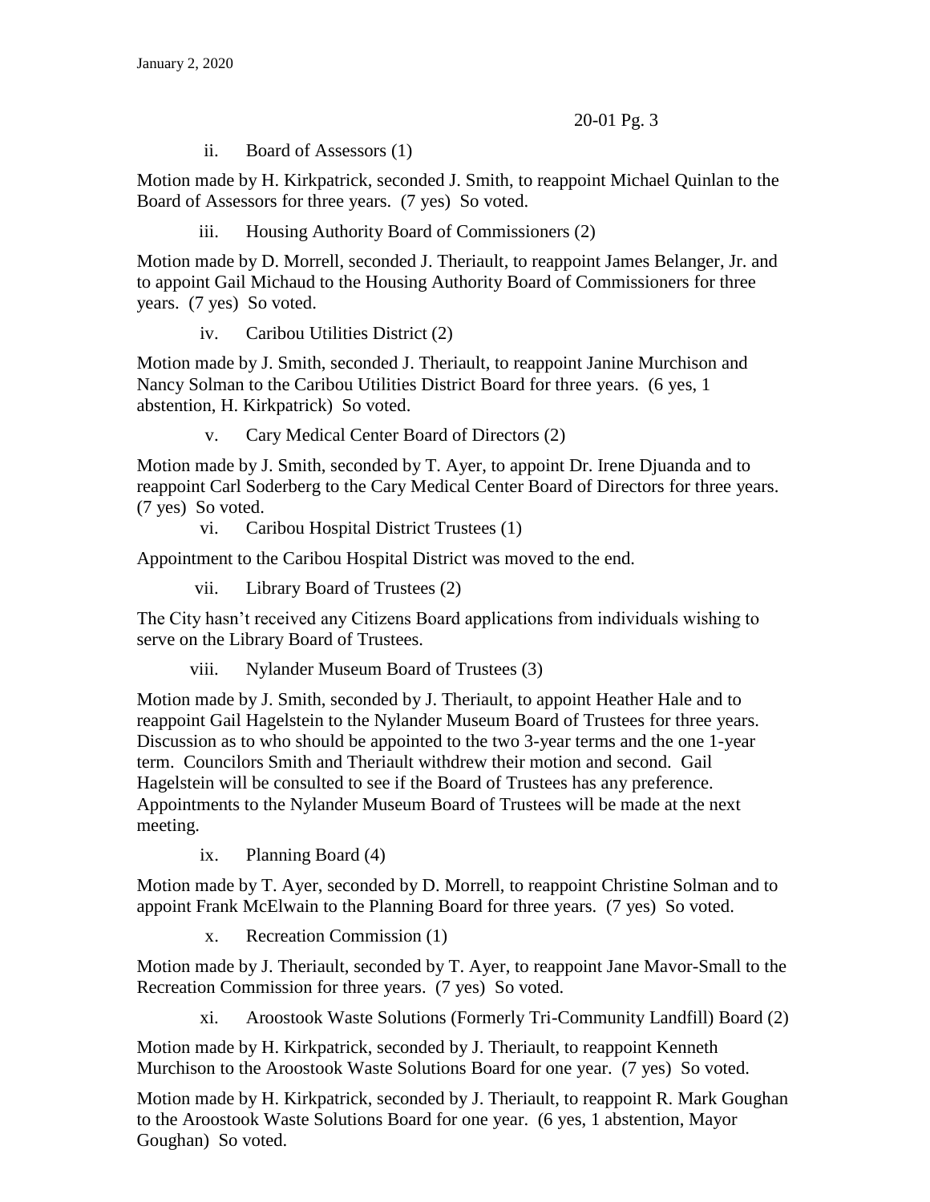ii. Board of Assessors (1)

Motion made by H. Kirkpatrick, seconded J. Smith, to reappoint Michael Quinlan to the Board of Assessors for three years. (7 yes) So voted.

iii. Housing Authority Board of Commissioners (2)

Motion made by D. Morrell, seconded J. Theriault, to reappoint James Belanger, Jr. and to appoint Gail Michaud to the Housing Authority Board of Commissioners for three years. (7 yes) So voted.

iv. Caribou Utilities District (2)

Motion made by J. Smith, seconded J. Theriault, to reappoint Janine Murchison and Nancy Solman to the Caribou Utilities District Board for three years. (6 yes, 1 abstention, H. Kirkpatrick) So voted.

v. Cary Medical Center Board of Directors (2)

Motion made by J. Smith, seconded by T. Ayer, to appoint Dr. Irene Djuanda and to reappoint Carl Soderberg to the Cary Medical Center Board of Directors for three years. (7 yes) So voted.

vi. Caribou Hospital District Trustees (1)

Appointment to the Caribou Hospital District was moved to the end.

vii. Library Board of Trustees (2)

The City hasn't received any Citizens Board applications from individuals wishing to serve on the Library Board of Trustees.

viii. Nylander Museum Board of Trustees (3)

Motion made by J. Smith, seconded by J. Theriault, to appoint Heather Hale and to reappoint Gail Hagelstein to the Nylander Museum Board of Trustees for three years. Discussion as to who should be appointed to the two 3-year terms and the one 1-year term. Councilors Smith and Theriault withdrew their motion and second. Gail Hagelstein will be consulted to see if the Board of Trustees has any preference. Appointments to the Nylander Museum Board of Trustees will be made at the next meeting.

ix. Planning Board (4)

Motion made by T. Ayer, seconded by D. Morrell, to reappoint Christine Solman and to appoint Frank McElwain to the Planning Board for three years. (7 yes) So voted.

x. Recreation Commission (1)

Motion made by J. Theriault, seconded by T. Ayer, to reappoint Jane Mavor-Small to the Recreation Commission for three years. (7 yes) So voted.

xi. Aroostook Waste Solutions (Formerly Tri-Community Landfill) Board (2)

Motion made by H. Kirkpatrick, seconded by J. Theriault, to reappoint Kenneth Murchison to the Aroostook Waste Solutions Board for one year. (7 yes) So voted.

Motion made by H. Kirkpatrick, seconded by J. Theriault, to reappoint R. Mark Goughan to the Aroostook Waste Solutions Board for one year. (6 yes, 1 abstention, Mayor Goughan) So voted.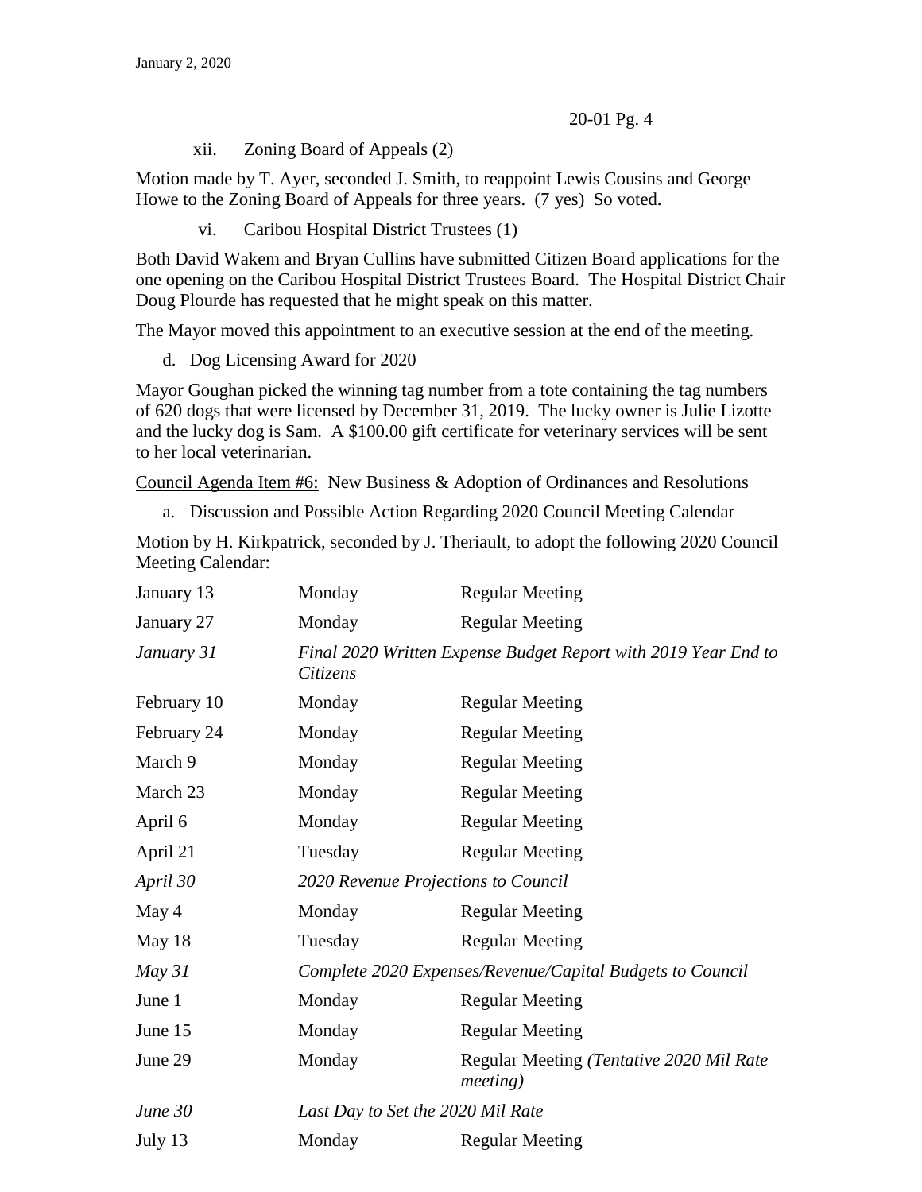xii. Zoning Board of Appeals (2)

Motion made by T. Ayer, seconded J. Smith, to reappoint Lewis Cousins and George Howe to the Zoning Board of Appeals for three years. (7 yes) So voted.

vi. Caribou Hospital District Trustees (1)

Both David Wakem and Bryan Cullins have submitted Citizen Board applications for the one opening on the Caribou Hospital District Trustees Board. The Hospital District Chair Doug Plourde has requested that he might speak on this matter.

The Mayor moved this appointment to an executive session at the end of the meeting.

d. Dog Licensing Award for 2020

Mayor Goughan picked the winning tag number from a tote containing the tag numbers of 620 dogs that were licensed by December 31, 2019. The lucky owner is Julie Lizotte and the lucky dog is Sam. A $100.00 gift certificate for veterinary services will be sent to her local veterinarian.

<u>Council Agenda Item #6:</u> New Business & Adoption of Ordinances and Resolutions

a. Discussion and Possible Action Regarding 2020 Council Meeting Calendar

Motion by H. Kirkpatrick, seconded by J. Theriault, to adopt the following 2020 Council Meeting Calendar:

| | | |
|---|---|---|
| January 13 | Monday | Regular Meeting |
| January 27 | Monday | Regular Meeting |
| *January 31* | *Final 2020 Written Expense Budget Report with 2019 Year End to Citizens* | |
| February 10 | Monday | Regular Meeting |
| February 24 | Monday | Regular Meeting |
| March 9 | Monday | Regular Meeting |
| March 23 | Monday | Regular Meeting |
| April 6 | Monday | Regular Meeting |
| April 21 | Tuesday | Regular Meeting |
| *April 30* | *2020 Revenue Projections to Council* | |
| May 4 | Monday | Regular Meeting |
| May 18 | Tuesday | Regular Meeting |
| *May 31* | *Complete 2020 Expenses/Revenue/Capital Budgets to Council* | |
| June 1 | Monday | Regular Meeting |
| June 15 | Monday | Regular Meeting |
| June 29 | Monday | Regular Meeting *(Tentative 2020 Mil Rate meeting)* |
| *June 30* | *Last Day to Set the 2020 Mil Rate* | |
| July 13 | Monday | Regular Meeting |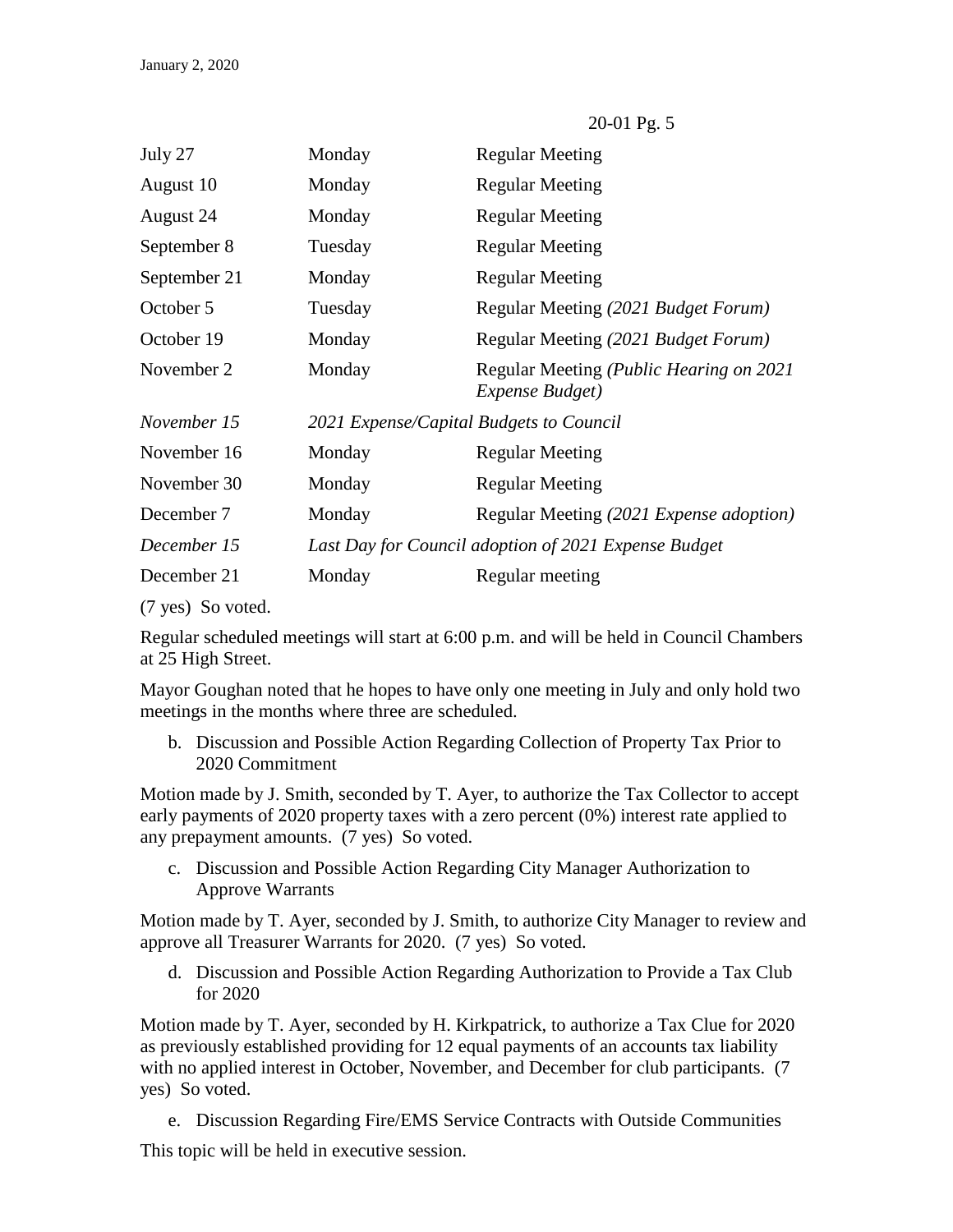| | | |
|---|---|---|
| July 27 | Monday | Regular Meeting |
| August 10 | Monday | Regular Meeting |
| August 24 | Monday | Regular Meeting |
| September 8 | Tuesday | Regular Meeting |
| September 21 | Monday | Regular Meeting |
| October 5 | Tuesday | Regular Meeting *(2021 Budget Forum)* |
| October 19 | Monday | Regular Meeting *(2021 Budget Forum)* |
| November 2 | Monday | Regular Meeting *(Public Hearing on 2021 Expense Budget)* |
| *November 15* | *2021 Expense/Capital Budgets to Council* | |
| November 16 | Monday | Regular Meeting |
| November 30 | Monday | Regular Meeting |
| December 7 | Monday | Regular Meeting *(2021 Expense adoption)* |
| *December 15* | *Last Day for Council adoption of 2021 Expense Budget* | |
| December 21 | Monday | Regular meeting |

(7 yes) So voted.

Regular scheduled meetings will start at 6:00 p.m. and will be held in Council Chambers at 25 High Street.

Mayor Goughan noted that he hopes to have only one meeting in July and only hold two meetings in the months where three are scheduled.

b. Discussion and Possible Action Regarding Collection of Property Tax Prior to 2020 Commitment

Motion made by J. Smith, seconded by T. Ayer, to authorize the Tax Collector to accept early payments of 2020 property taxes with a zero percent (0%) interest rate applied to any prepayment amounts. (7 yes) So voted.

c. Discussion and Possible Action Regarding City Manager Authorization to Approve Warrants

Motion made by T. Ayer, seconded by J. Smith, to authorize City Manager to review and approve all Treasurer Warrants for 2020. (7 yes) So voted.

d. Discussion and Possible Action Regarding Authorization to Provide a Tax Club for 2020

Motion made by T. Ayer, seconded by H. Kirkpatrick, to authorize a Tax Clue for 2020 as previously established providing for 12 equal payments of an accounts tax liability with no applied interest in October, November, and December for club participants. (7 yes) So voted.

e. Discussion Regarding Fire/EMS Service Contracts with Outside Communities

This topic will be held in executive session.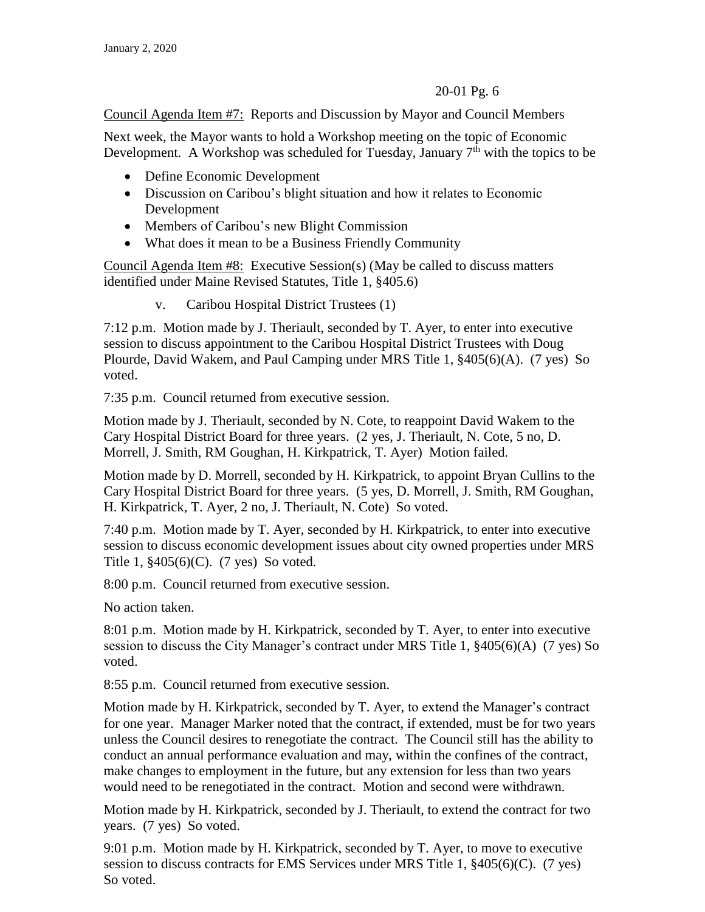Council Agenda Item #7: Reports and Discussion by Mayor and Council Members

Next week, the Mayor wants to hold a Workshop meeting on the topic of Economic Development. A Workshop was scheduled for Tuesday, January 7th with the topics to be

- Define Economic Development
- Discussion on Caribou's blight situation and how it relates to Economic Development
- Members of Caribou's new Blight Commission
- What does it mean to be a Business Friendly Community

Council Agenda Item #8: Executive Session(s) (May be called to discuss matters identified under Maine Revised Statutes, Title 1, §405.6)

v. Caribou Hospital District Trustees (1)

7:12 p.m. Motion made by J. Theriault, seconded by T. Ayer, to enter into executive session to discuss appointment to the Caribou Hospital District Trustees with Doug Plourde, David Wakem, and Paul Camping under MRS Title 1, §405(6)(A). (7 yes) So voted.

7:35 p.m. Council returned from executive session.

Motion made by J. Theriault, seconded by N. Cote, to reappoint David Wakem to the Cary Hospital District Board for three years. (2 yes, J. Theriault, N. Cote, 5 no, D. Morrell, J. Smith, RM Goughan, H. Kirkpatrick, T. Ayer) Motion failed.

Motion made by D. Morrell, seconded by H. Kirkpatrick, to appoint Bryan Cullins to the Cary Hospital District Board for three years. (5 yes, D. Morrell, J. Smith, RM Goughan, H. Kirkpatrick, T. Ayer, 2 no, J. Theriault, N. Cote) So voted.

7:40 p.m. Motion made by T. Ayer, seconded by H. Kirkpatrick, to enter into executive session to discuss economic development issues about city owned properties under MRS Title 1, §405(6)(C). (7 yes) So voted.

8:00 p.m. Council returned from executive session.

No action taken.

8:01 p.m. Motion made by H. Kirkpatrick, seconded by T. Ayer, to enter into executive session to discuss the City Manager's contract under MRS Title 1, §405(6)(A) (7 yes) So voted.

8:55 p.m. Council returned from executive session.

Motion made by H. Kirkpatrick, seconded by T. Ayer, to extend the Manager's contract for one year. Manager Marker noted that the contract, if extended, must be for two years unless the Council desires to renegotiate the contract. The Council still has the ability to conduct an annual performance evaluation and may, within the confines of the contract, make changes to employment in the future, but any extension for less than two years would need to be renegotiated in the contract. Motion and second were withdrawn.

Motion made by H. Kirkpatrick, seconded by J. Theriault, to extend the contract for two years. (7 yes) So voted.

9:01 p.m. Motion made by H. Kirkpatrick, seconded by T. Ayer, to move to executive session to discuss contracts for EMS Services under MRS Title 1, §405(6)(C). (7 yes) So voted.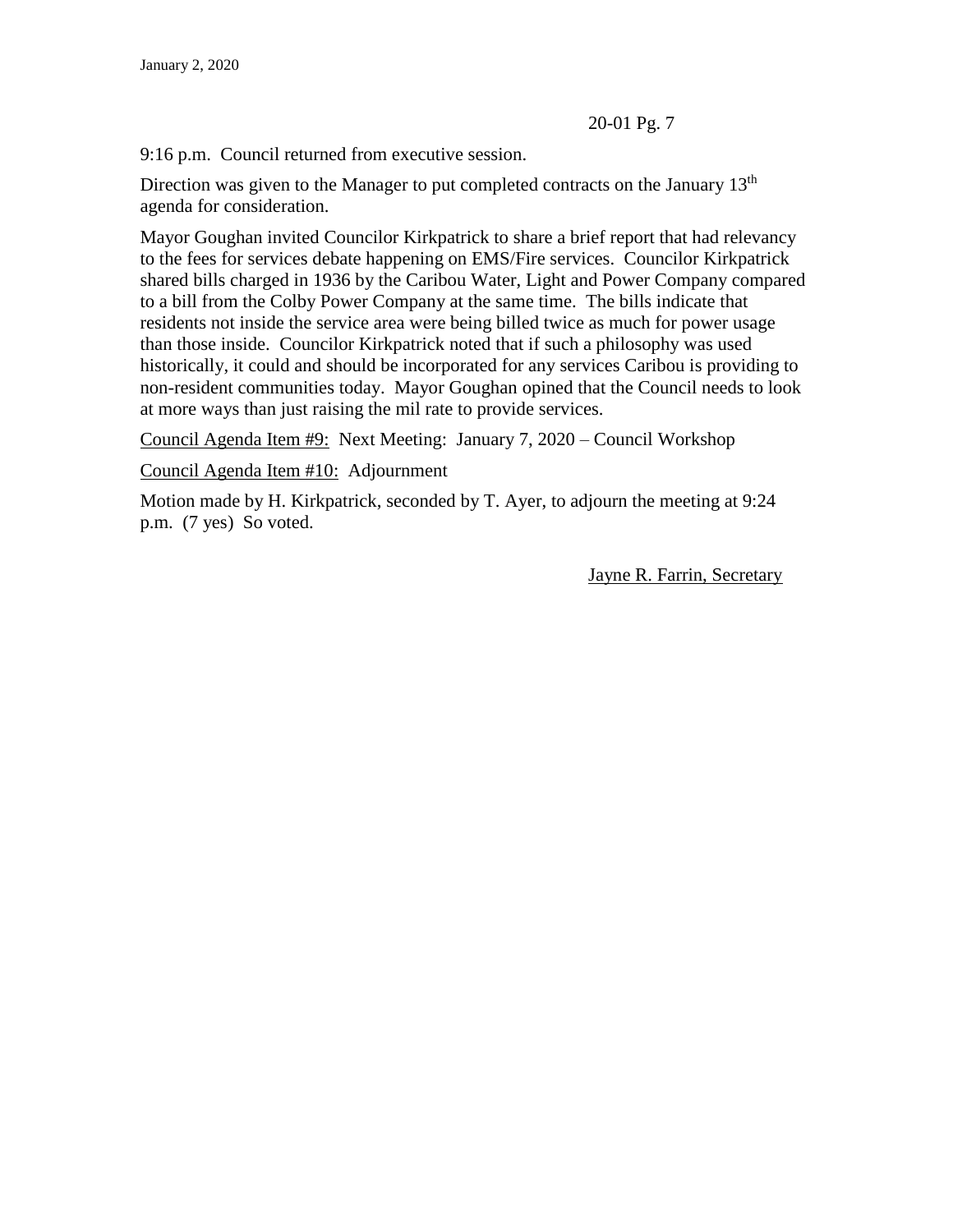9:16 p.m. Council returned from executive session.

Direction was given to the Manager to put completed contracts on the January 13th agenda for consideration.

Mayor Goughan invited Councilor Kirkpatrick to share a brief report that had relevancy to the fees for services debate happening on EMS/Fire services. Councilor Kirkpatrick shared bills charged in 1936 by the Caribou Water, Light and Power Company compared to a bill from the Colby Power Company at the same time. The bills indicate that residents not inside the service area were being billed twice as much for power usage than those inside. Councilor Kirkpatrick noted that if such a philosophy was used historically, it could and should be incorporated for any services Caribou is providing to non-resident communities today. Mayor Goughan opined that the Council needs to look at more ways than just raising the mil rate to provide services.

Council Agenda Item #9: Next Meeting: January 7, 2020 – Council Workshop

Council Agenda Item #10: Adjournment

Motion made by H. Kirkpatrick, seconded by T. Ayer, to adjourn the meeting at 9:24 p.m. (7 yes) So voted.

Jayne R. Farrin, Secretary